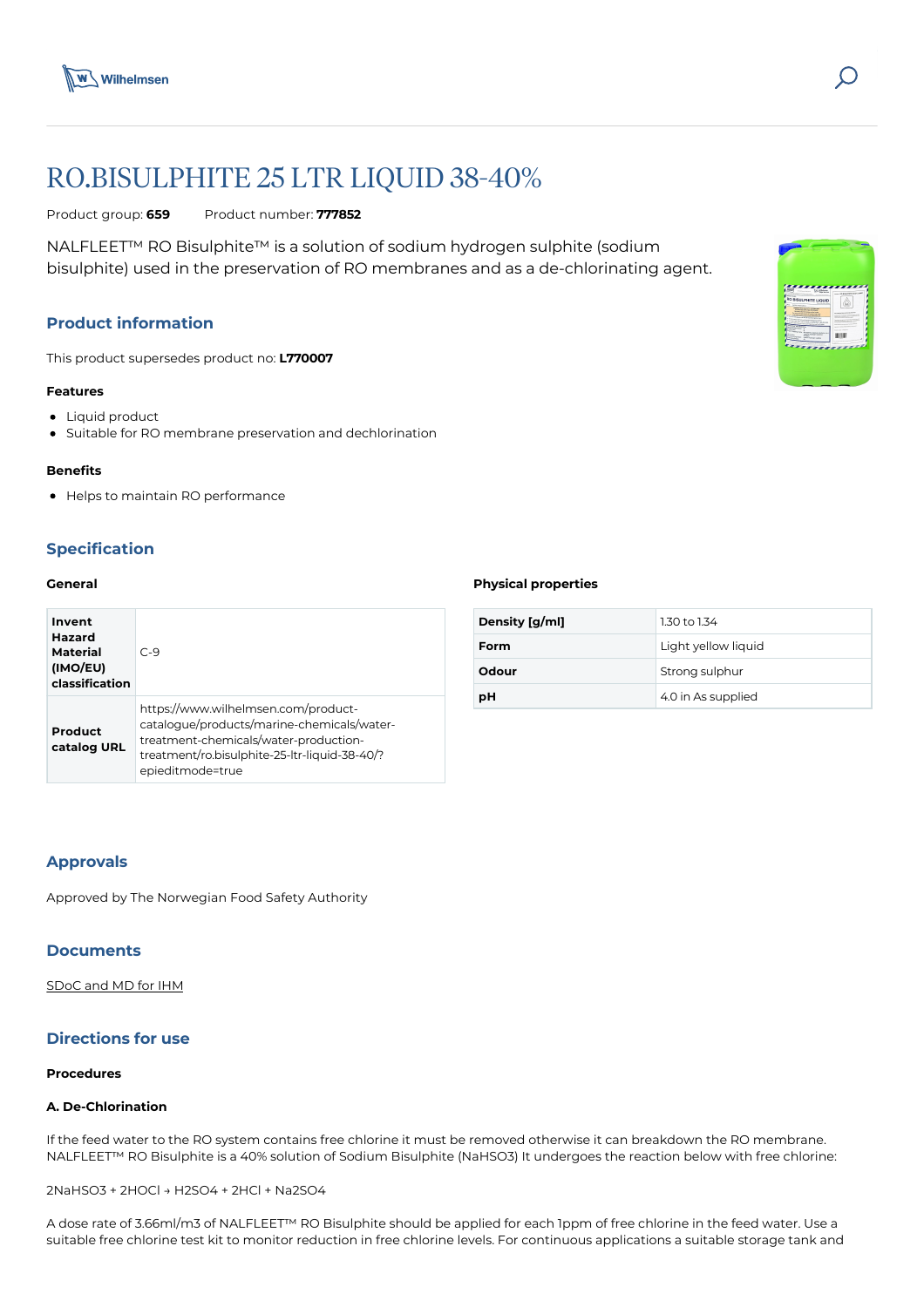# RO.BISULPHITE 25 LTR LIQUID 38-40%

Product group: **659** Product number: **777852**

NALFLEET™ RO Bisulphite™ is a solution of sodium hydrogen sulphite (sodium bisulphite) used in the preservation of RO membranes and as a de-chlorinating agent.

## Product information

This product supersedes product no: **L770007**

### Features

- Liquid product
- Suitable for RO membrane preservation and dechlorination

### Benefits

- Helps to maintain RO performance

## Specification

### General

| | |
|---|---|
| **Invent Hazard Material (IMO/EU) classification** | C-9 |
| **Product catalog URL** | https://www.wilhelmsen.com/product-catalogue/products/marine-chemicals/water-treatment-chemicals/water-production-treatment/ro.bisulphite-25-ltr-liquid-38-40/?epieditmode=true |

### Physical properties

| | |
|---|---|
| **Density [g/ml]** | 1.30 to 1.34 |
| **Form** | Light yellow liquid |
| **Odour** | Strong sulphur |
| **pH** | 4.0 in As supplied |

## Approvals

Approved by The Norwegian Food Safety Authority

## Documents

SDoC and MD for IHM

## Directions for use

### Procedures

#### A. De-Chlorination

If the feed water to the RO system contains free chlorine it must be removed otherwise it can breakdown the RO membrane. NALFLEET™ RO Bisulphite is a 40% solution of Sodium Bisulphite ($NaHSO_3$) It undergoes the reaction below with free chlorine:

$$2NaHSO_3 + 2HOCl \rightarrow H_2SO_4 + 2HCl + Na_2SO_4$$

A dose rate of 3.66ml/m3 of NALFLEET™ RO Bisulphite should be applied for each 1ppm of free chlorine in the feed water. Use a suitable free chlorine test kit to monitor reduction in free chlorine levels. For continuous applications a suitable storage tank and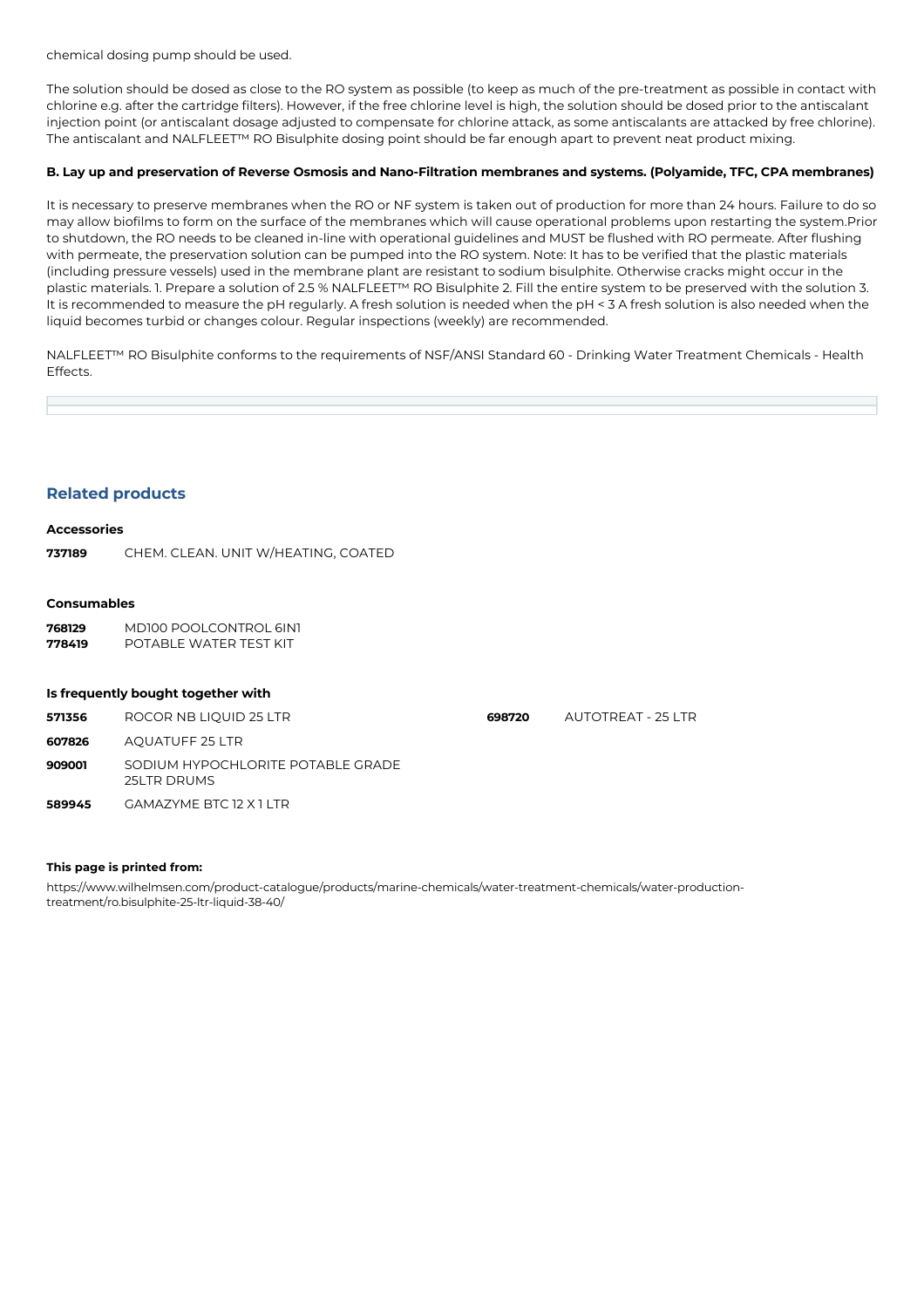chemical dosing pump should be used.

The solution should be dosed as close to the RO system as possible (to keep as much of the pre-treatment as possible in contact with chlorine e.g. after the cartridge filters). However, if the free chlorine level is high, the solution should be dosed prior to the antiscalant injection point (or antiscalant dosage adjusted to compensate for chlorine attack, as some antiscalants are attacked by free chlorine). The antiscalant and NALFLEET™ RO Bisulphite dosing point should be far enough apart to prevent neat product mixing.

**B. Lay up and preservation of Reverse Osmosis and Nano-Filtration membranes and systems. (Polyamide, TFC, CPA membranes)**

It is necessary to preserve membranes when the RO or NF system is taken out of production for more than 24 hours. Failure to do so may allow biofilms to form on the surface of the membranes which will cause operational problems upon restarting the system.Prior to shutdown, the RO needs to be cleaned in-line with operational guidelines and MUST be flushed with RO permeate. After flushing with permeate, the preservation solution can be pumped into the RO system. Note: It has to be verified that the plastic materials (including pressure vessels) used in the membrane plant are resistant to sodium bisulphite. Otherwise cracks might occur in the plastic materials. 1. Prepare a solution of 2.5 % NALFLEET™ RO Bisulphite 2. Fill the entire system to be preserved with the solution 3. It is recommended to measure the pH regularly. A fresh solution is needed when the pH < 3 A fresh solution is also needed when the liquid becomes turbid or changes colour. Regular inspections (weekly) are recommended.

NALFLEET™ RO Bisulphite conforms to the requirements of NSF/ANSI Standard 60 - Drinking Water Treatment Chemicals - Health Effects.

## Related products

**Accessories**

**737189** CHEM. CLEAN. UNIT W/HEATING, COATED

**Consumables**

**768129** MD100 POOLCONTROL 6IN1
**778419** POTABLE WATER TEST KIT

**Is frequently bought together with**

**571356** ROCOR NB LIQUID 25 LTR
**607826** AQUATUFF 25 LTR
**909001** SODIUM HYPOCHLORITE POTABLE GRADE 25LTR DRUMS
**589945** GAMAZYME BTC 12 X 1 LTR
**698720** AUTOTREAT - 25 LTR

**This page is printed from:**

https://www.wilhelmsen.com/product-catalogue/products/marine-chemicals/water-treatment-chemicals/water-production-treatment/ro.bisulphite-25-ltr-liquid-38-40/